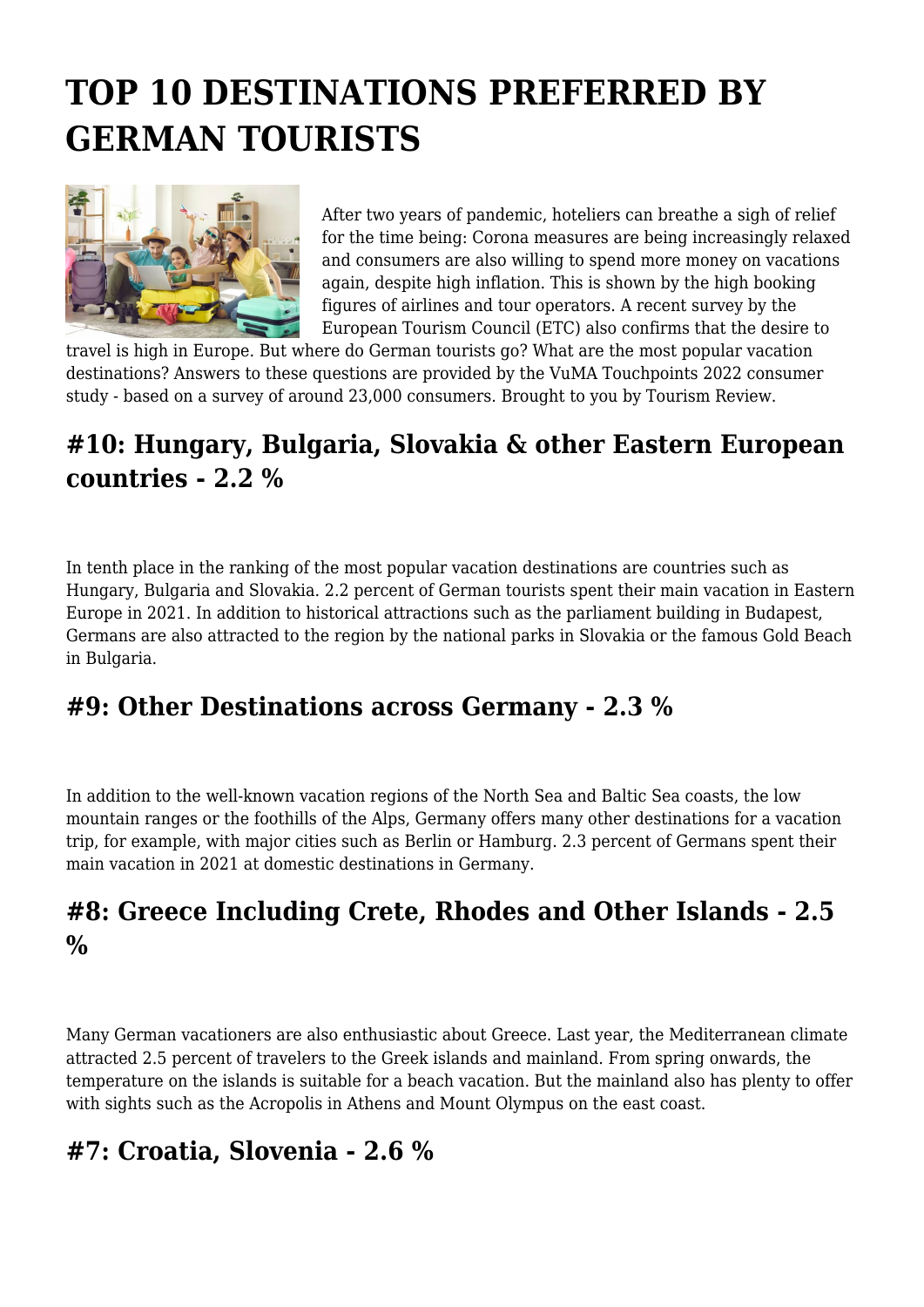# TOP 10 DESTINATIONS PREFERRED BY GERMAN TOURISTS

After two years of pandemic, hoteliers can breathe a sigh of relief for the time being: Corona measures are being increasingly relaxed and consumers are also willing to spend more money on vacations again, despite high inflation. This is shown by the high booking figures of airlines and tour operators. A recent survey by the European Tourism Council (ETC) also confirms that the desire to travel is high in Europe. But where do German tourists go? What are the most popular vacation destinations? Answers to these questions are provided by the VuMA Touchpoints 2022 consumer study - based on a survey of around 23,000 consumers. Brought to you by Tourism Review.

## #10: Hungary, Bulgaria, Slovakia & other Eastern European countries - 2.2 %

In tenth place in the ranking of the most popular vacation destinations are countries such as Hungary, Bulgaria and Slovakia. 2.2 percent of German tourists spent their main vacation in Eastern Europe in 2021. In addition to historical attractions such as the parliament building in Budapest, Germans are also attracted to the region by the national parks in Slovakia or the famous Gold Beach in Bulgaria.

## #9: Other Destinations across Germany - 2.3 %

In addition to the well-known vacation regions of the North Sea and Baltic Sea coasts, the low mountain ranges or the foothills of the Alps, Germany offers many other destinations for a vacation trip, for example, with major cities such as Berlin or Hamburg. 2.3 percent of Germans spent their main vacation in 2021 at domestic destinations in Germany.

## #8: Greece Including Crete, Rhodes and Other Islands - 2.5 %

Many German vacationers are also enthusiastic about Greece. Last year, the Mediterranean climate attracted 2.5 percent of travelers to the Greek islands and mainland. From spring onwards, the temperature on the islands is suitable for a beach vacation. But the mainland also has plenty to offer with sights such as the Acropolis in Athens and Mount Olympus on the east coast.

## #7: Croatia, Slovenia - 2.6 %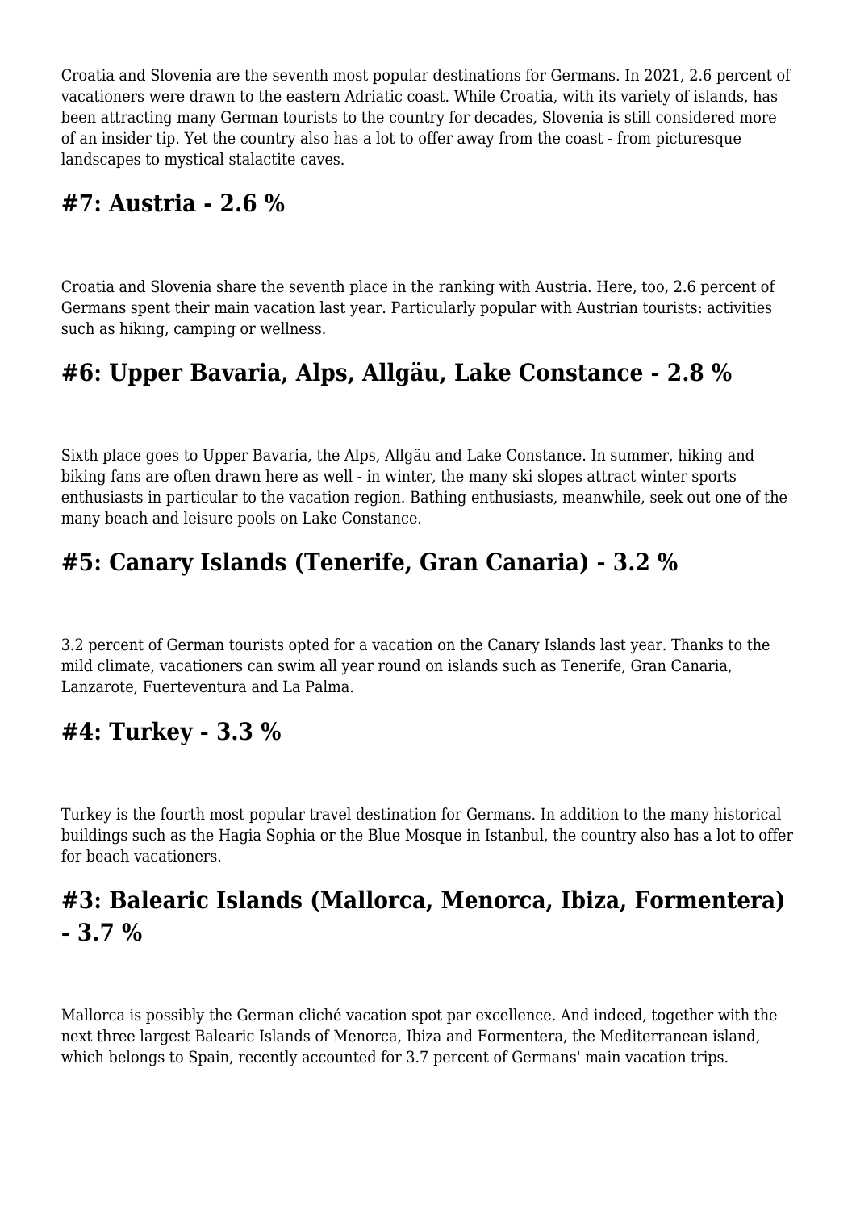Croatia and Slovenia are the seventh most popular destinations for Germans. In 2021, 2.6 percent of vacationers were drawn to the eastern Adriatic coast. While Croatia, with its variety of islands, has been attracting many German tourists to the country for decades, Slovenia is still considered more of an insider tip. Yet the country also has a lot to offer away from the coast - from picturesque landscapes to mystical stalactite caves.

## #7: Austria - 2.6 %

Croatia and Slovenia share the seventh place in the ranking with Austria. Here, too, 2.6 percent of Germans spent their main vacation last year. Particularly popular with Austrian tourists: activities such as hiking, camping or wellness.

## #6: Upper Bavaria, Alps, Allgäu, Lake Constance - 2.8 %

Sixth place goes to Upper Bavaria, the Alps, Allgäu and Lake Constance. In summer, hiking and biking fans are often drawn here as well - in winter, the many ski slopes attract winter sports enthusiasts in particular to the vacation region. Bathing enthusiasts, meanwhile, seek out one of the many beach and leisure pools on Lake Constance.

## #5: Canary Islands (Tenerife, Gran Canaria) - 3.2 %

3.2 percent of German tourists opted for a vacation on the Canary Islands last year. Thanks to the mild climate, vacationers can swim all year round on islands such as Tenerife, Gran Canaria, Lanzarote, Fuerteventura and La Palma.

## #4: Turkey - 3.3 %

Turkey is the fourth most popular travel destination for Germans. In addition to the many historical buildings such as the Hagia Sophia or the Blue Mosque in Istanbul, the country also has a lot to offer for beach vacationers.

## #3: Balearic Islands (Mallorca, Menorca, Ibiza, Formentera) - 3.7 %

Mallorca is possibly the German cliché vacation spot par excellence. And indeed, together with the next three largest Balearic Islands of Menorca, Ibiza and Formentera, the Mediterranean island, which belongs to Spain, recently accounted for 3.7 percent of Germans' main vacation trips.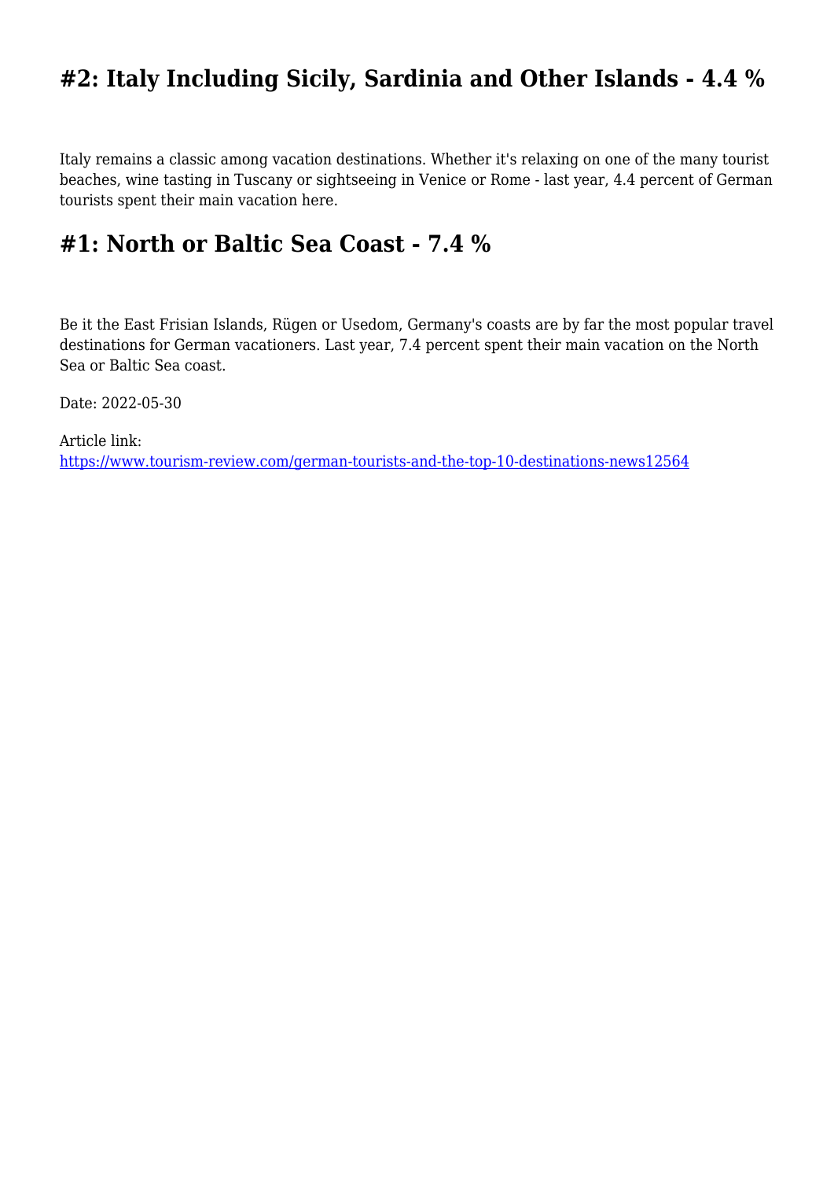## #2: Italy Including Sicily, Sardinia and Other Islands - 4.4 %

Italy remains a classic among vacation destinations. Whether it's relaxing on one of the many tourist beaches, wine tasting in Tuscany or sightseeing in Venice or Rome - last year, 4.4 percent of German tourists spent their main vacation here.

## #1: North or Baltic Sea Coast - 7.4 %

Be it the East Frisian Islands, Rügen or Usedom, Germany's coasts are by far the most popular travel destinations for German vacationers. Last year, 7.4 percent spent their main vacation on the North Sea or Baltic Sea coast.

Date: 2022-05-30

Article link:
[https://www.tourism-review.com/german-tourists-and-the-top-10-destinations-news12564](https://www.tourism-review.com/german-tourists-and-the-top-10-destinations-news12564)